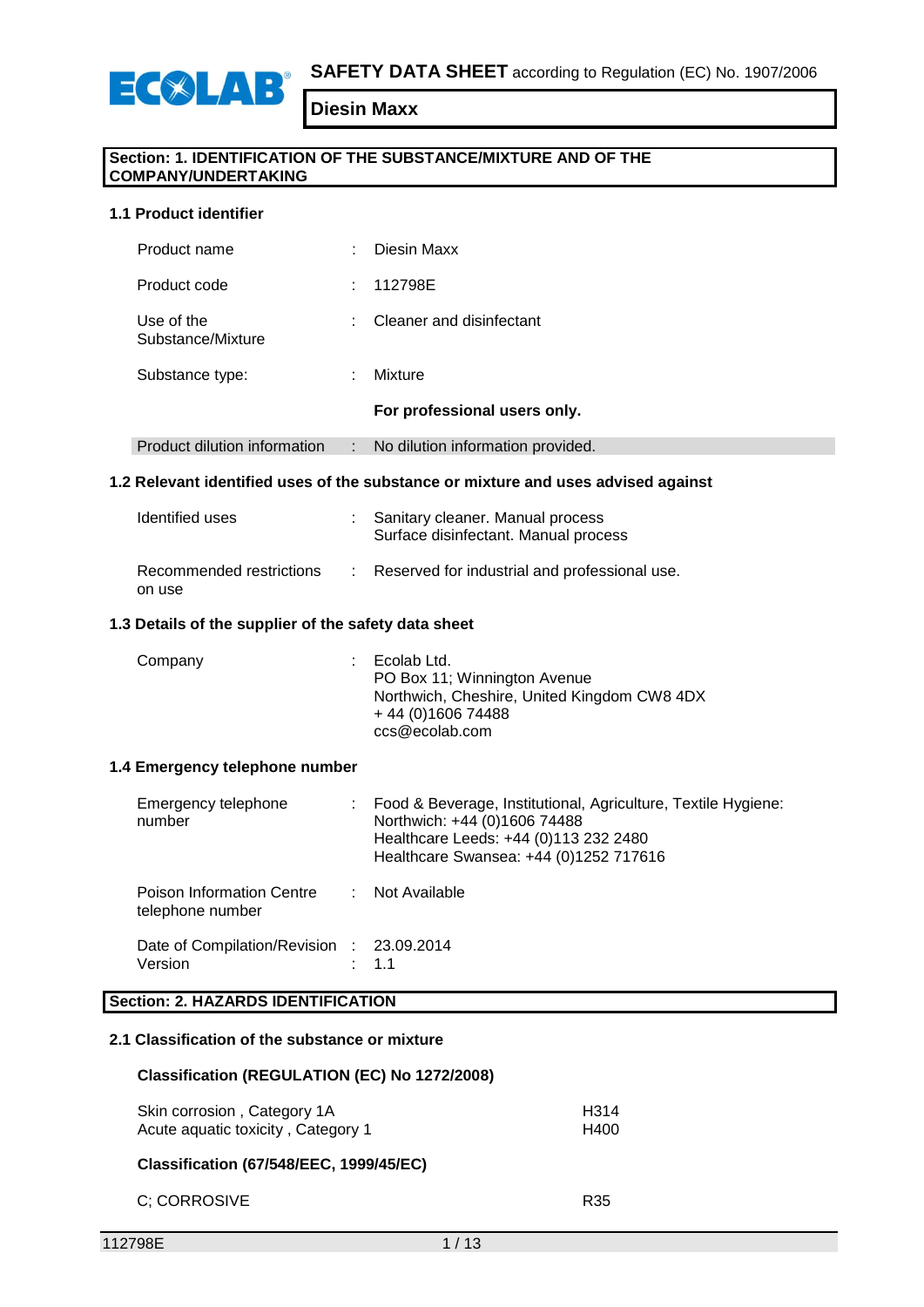**SAFETY DATA SHEET** according to Regulation (EC) No. 1907/2006

# Diesin Maxx

## Section: 1. IDENTIFICATION OF THE SUBSTANCE/MIXTURE AND OF THE COMPANY/UNDERTAKING

### 1.1 Product identifier

| | | |
|---|---|---|
| Product name | : | Diesin Maxx |
| Product code | : | 112798E |
| Use of the Substance/Mixture | : | Cleaner and disinfectant |
| Substance type: | : | Mixture |
| | | **For professional users only.** |
| Product dilution information | : | No dilution information provided. |

### 1.2 Relevant identified uses of the substance or mixture and uses advised against

| | | |
|---|---|---|
| Identified uses | : | Sanitary cleaner. Manual process<br>Surface disinfectant. Manual process |
| Recommended restrictions on use | : | Reserved for industrial and professional use. |

### 1.3 Details of the supplier of the safety data sheet

| | | |
|---|---|---|
| Company | : | Ecolab Ltd.<br>PO Box 11; Winnington Avenue<br>Northwich, Cheshire, United Kingdom CW8 4DX<br>+ 44 (0)1606 74488<br>ccs@ecolab.com |

### 1.4 Emergency telephone number

| | | |
|---|---|---|
| Emergency telephone number | : | Food & Beverage, Institutional, Agriculture, Textile Hygiene:<br>Northwich: +44 (0)1606 74488<br>Healthcare Leeds: +44 (0)113 232 2480<br>Healthcare Swansea: +44 (0)1252 717616 |
| Poison Information Centre telephone number | : | Not Available |
| Date of Compilation/Revision | : | 23.09.2014 |
| Version | : | 1.1 |

## Section: 2. HAZARDS IDENTIFICATION

### 2.1 Classification of the substance or mixture

**Classification (REGULATION (EC) No 1272/2008)**

| | |
|---|---|
| Skin corrosion , Category 1A | H314 |
| Acute aquatic toxicity , Category 1 | H400 |

**Classification (67/548/EEC, 1999/45/EC)**

| | |
|---|---|
| C; CORROSIVE | R35 |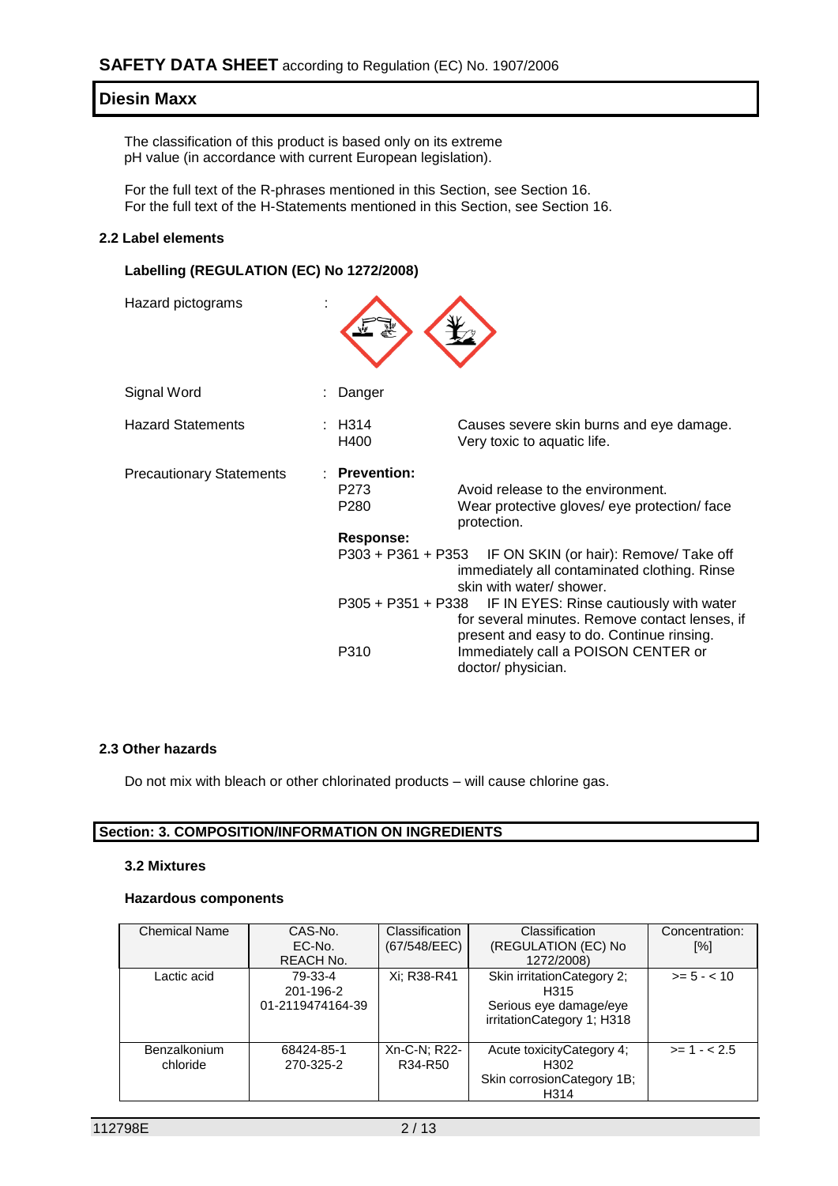The classification of this product is based only on its extreme pH value (in accordance with current European legislation).

For the full text of the R-phrases mentioned in this Section, see Section 16.
For the full text of the H-Statements mentioned in this Section, see Section 16.

### 2.2 Label elements

**Labelling (REGULATION (EC) No 1272/2008)**

Hazard pictograms :

Signal Word : Danger

Hazard Statements :

| | |
|---|---|
| H314 | Causes severe skin burns and eye damage. |
| H400 | Very toxic to aquatic life. |

Precautionary Statements :

**Prevention:**

| | |
|---|---|
| P273 | Avoid release to the environment. |
| P280 | Wear protective gloves/ eye protection/ face protection. |

**Response:**

| | |
|---|---|
| P303 + P361 + P353 | IF ON SKIN (or hair): Remove/ Take off immediately all contaminated clothing. Rinse skin with water/ shower. |
| P305 + P351 + P338 | IF IN EYES: Rinse cautiously with water for several minutes. Remove contact lenses, if present and easy to do. Continue rinsing. |
| P310 | Immediately call a POISON CENTER or doctor/ physician. |

### 2.3 Other hazards

Do not mix with bleach or other chlorinated products – will cause chlorine gas.

## Section: 3. COMPOSITION/INFORMATION ON INGREDIENTS

### 3.2 Mixtures

**Hazardous components**

| Chemical Name | CAS-No. EC-No. REACH No. | Classification (67/548/EEC) | Classification (REGULATION (EC) No 1272/2008) | Concentration: [%] |
|---|---|---|---|---|
| Lactic acid | 79-33-4 201-196-2 01-2119474164-39 | Xi; R38-R41 | Skin irritationCategory 2; H315 Serious eye damage/eye irritationCategory 1; H318 | >= 5 - < 10 |
| Benzalkonium chloride | 68424-85-1 270-325-2 | Xn-C-N; R22-R34-R50 | Acute toxicityCategory 4; H302 Skin corrosionCategory 1B; H314 | >= 1 - < 2.5 |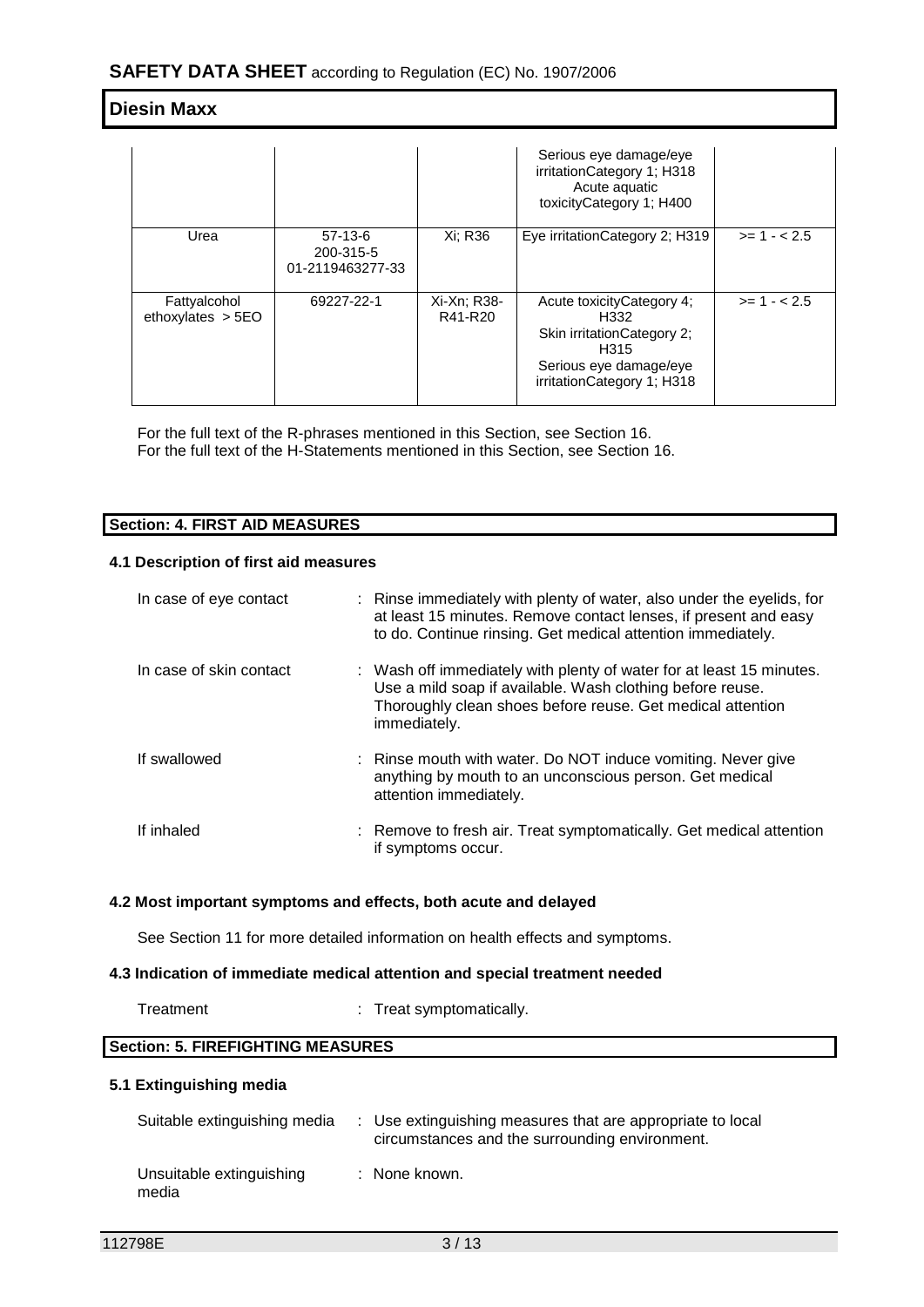| | | | | |
|---|---|---|---|---|
| | | | Serious eye damage/eye irritationCategory 1; H318<br>Acute aquatic toxicityCategory 1; H400 | |
| Urea | 57-13-6<br>200-315-5<br>01-2119463277-33 | Xi; R36 | Eye irritationCategory 2; H319 | >= 1 - < 2.5 |
| Fattyalcohol ethoxylates > 5EO | 69227-22-1 | Xi-Xn; R38-R41-R20 | Acute toxicityCategory 4; H332<br>Skin irritationCategory 2; H315<br>Serious eye damage/eye irritationCategory 1; H318 | >= 1 - < 2.5 |

For the full text of the R-phrases mentioned in this Section, see Section 16.
For the full text of the H-Statements mentioned in this Section, see Section 16.

## Section: 4. FIRST AID MEASURES

### 4.1 Description of first aid measures

In case of eye contact : Rinse immediately with plenty of water, also under the eyelids, for at least 15 minutes. Remove contact lenses, if present and easy to do. Continue rinsing. Get medical attention immediately.

In case of skin contact : Wash off immediately with plenty of water for at least 15 minutes. Use a mild soap if available. Wash clothing before reuse. Thoroughly clean shoes before reuse. Get medical attention immediately.

If swallowed : Rinse mouth with water. Do NOT induce vomiting. Never give anything by mouth to an unconscious person. Get medical attention immediately.

If inhaled : Remove to fresh air. Treat symptomatically. Get medical attention if symptoms occur.

### 4.2 Most important symptoms and effects, both acute and delayed

See Section 11 for more detailed information on health effects and symptoms.

### 4.3 Indication of immediate medical attention and special treatment needed

Treatment : Treat symptomatically.

## Section: 5. FIREFIGHTING MEASURES

### 5.1 Extinguishing media

Suitable extinguishing media : Use extinguishing measures that are appropriate to local circumstances and the surrounding environment.

Unsuitable extinguishing media : None known.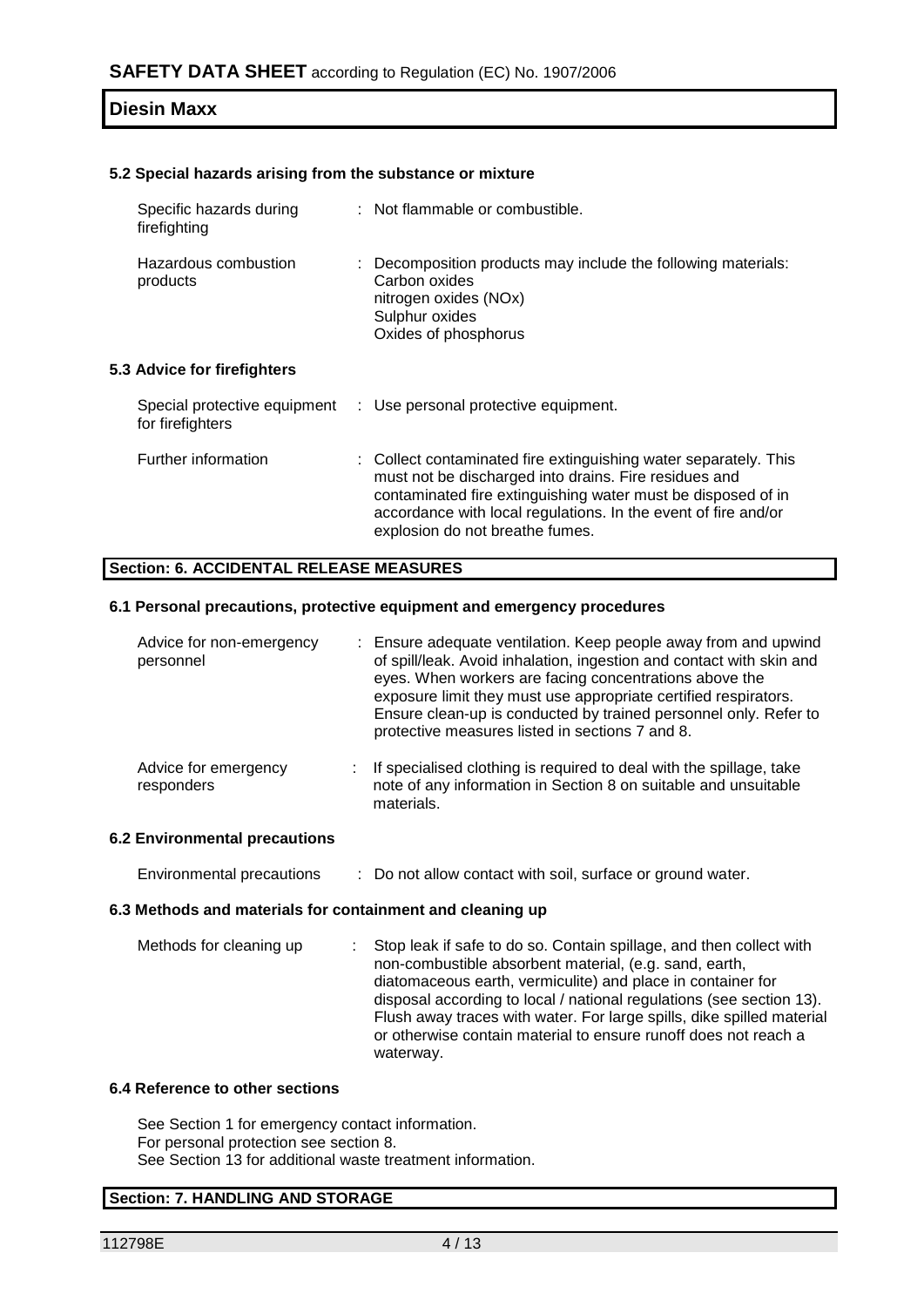### 5.2 Special hazards arising from the substance or mixture

| | |
|---|---|
| Specific hazards during firefighting | : Not flammable or combustible. |
| Hazardous combustion products | : Decomposition products may include the following materials: Carbon oxides<br>nitrogen oxides (NOx)<br>Sulphur oxides<br>Oxides of phosphorus |

### 5.3 Advice for firefighters

| | |
|---|---|
| Special protective equipment for firefighters | : Use personal protective equipment. |
| Further information | : Collect contaminated fire extinguishing water separately. This must not be discharged into drains. Fire residues and contaminated fire extinguishing water must be disposed of in accordance with local regulations. In the event of fire and/or explosion do not breathe fumes. |

## Section: 6. ACCIDENTAL RELEASE MEASURES

### 6.1 Personal precautions, protective equipment and emergency procedures

| | |
|---|---|
| Advice for non-emergency personnel | : Ensure adequate ventilation. Keep people away from and upwind of spill/leak. Avoid inhalation, ingestion and contact with skin and eyes. When workers are facing concentrations above the exposure limit they must use appropriate certified respirators. Ensure clean-up is conducted by trained personnel only. Refer to protective measures listed in sections 7 and 8. |
| Advice for emergency responders | : If specialised clothing is required to deal with the spillage, take note of any information in Section 8 on suitable and unsuitable materials. |

### 6.2 Environmental precautions

| | |
|---|---|
| Environmental precautions | : Do not allow contact with soil, surface or ground water. |

### 6.3 Methods and materials for containment and cleaning up

| | |
|---|---|
| Methods for cleaning up | : Stop leak if safe to do so. Contain spillage, and then collect with non-combustible absorbent material, (e.g. sand, earth, diatomaceous earth, vermiculite) and place in container for disposal according to local / national regulations (see section 13). Flush away traces with water. For large spills, dike spilled material or otherwise contain material to ensure runoff does not reach a waterway. |

### 6.4 Reference to other sections

See Section 1 for emergency contact information.
For personal protection see section 8.
See Section 13 for additional waste treatment information.

## Section: 7. HANDLING AND STORAGE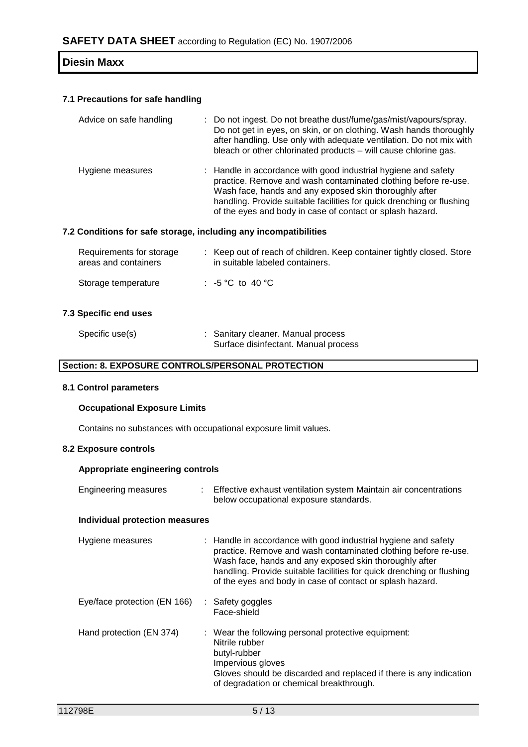### 7.1 Precautions for safe handling

| | |
|---|---|
| Advice on safe handling | : Do not ingest. Do not breathe dust/fume/gas/mist/vapours/spray. Do not get in eyes, on skin, or on clothing. Wash hands thoroughly after handling. Use only with adequate ventilation. Do not mix with bleach or other chlorinated products – will cause chlorine gas. |
| Hygiene measures | : Handle in accordance with good industrial hygiene and safety practice. Remove and wash contaminated clothing before re-use. Wash face, hands and any exposed skin thoroughly after handling. Provide suitable facilities for quick drenching or flushing of the eyes and body in case of contact or splash hazard. |

### 7.2 Conditions for safe storage, including any incompatibilities

| | |
|---|---|
| Requirements for storage areas and containers | : Keep out of reach of children. Keep container tightly closed. Store in suitable labeled containers. |
| Storage temperature | : -5 °C to 40 °C |

### 7.3 Specific end uses

| | |
|---|---|
| Specific use(s) | : Sanitary cleaner. Manual process<br>Surface disinfectant. Manual process |

## Section: 8. EXPOSURE CONTROLS/PERSONAL PROTECTION

### 8.1 Control parameters

**Occupational Exposure Limits**

Contains no substances with occupational exposure limit values.

### 8.2 Exposure controls

**Appropriate engineering controls**

| | |
|---|---|
| Engineering measures | : Effective exhaust ventilation system Maintain air concentrations below occupational exposure standards. |

**Individual protection measures**

| | |
|---|---|
| Hygiene measures | : Handle in accordance with good industrial hygiene and safety practice. Remove and wash contaminated clothing before re-use. Wash face, hands and any exposed skin thoroughly after handling. Provide suitable facilities for quick drenching or flushing of the eyes and body in case of contact or splash hazard. |
| Eye/face protection (EN 166) | : Safety goggles<br>Face-shield |
| Hand protection (EN 374) | : Wear the following personal protective equipment:<br>Nitrile rubber<br>butyl-rubber<br>Impervious gloves<br>Gloves should be discarded and replaced if there is any indication of degradation or chemical breakthrough. |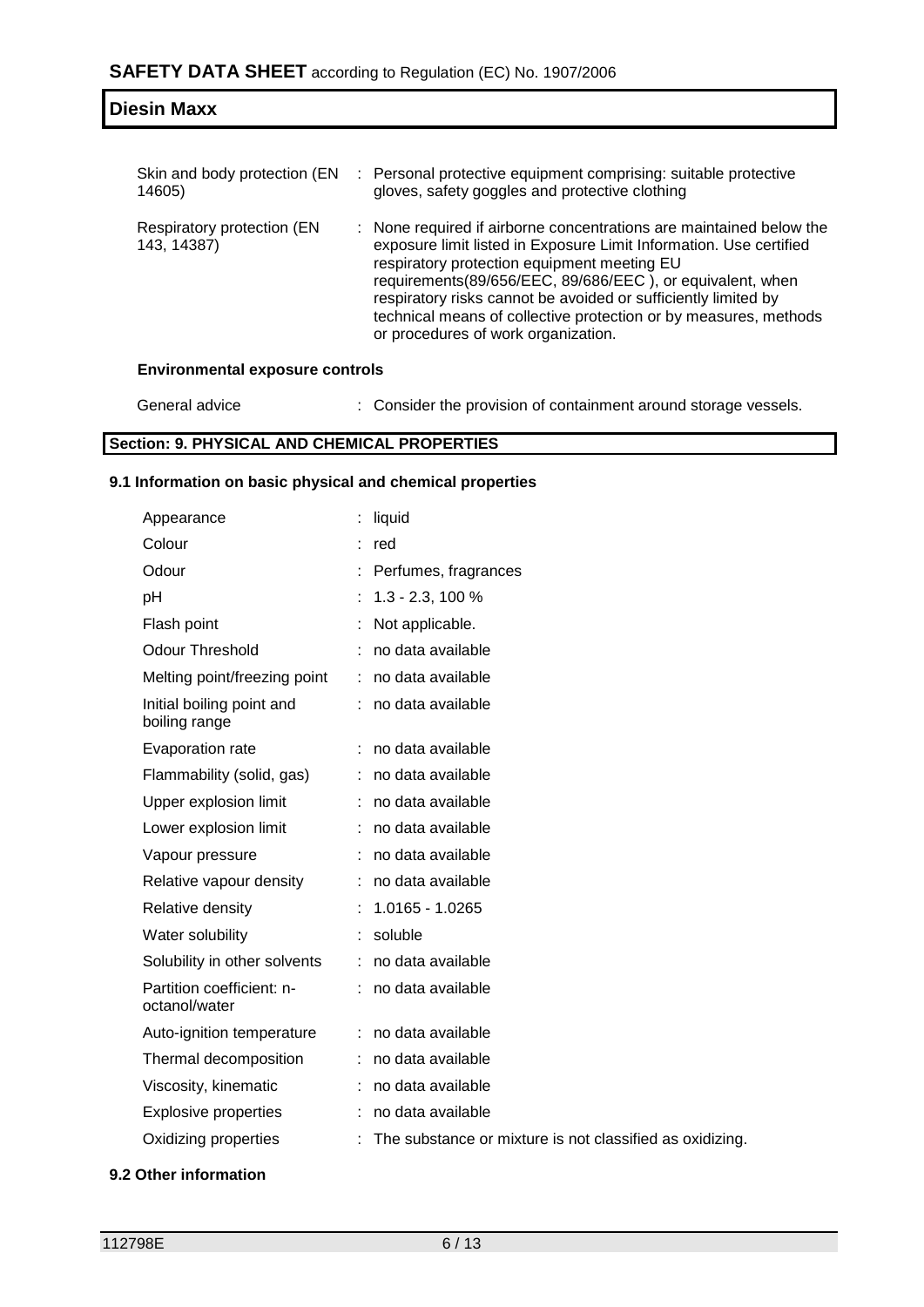| | |
|---|---|
| Skin and body protection (EN 14605) | : Personal protective equipment comprising: suitable protective gloves, safety goggles and protective clothing |
| Respiratory protection (EN 143, 14387) | : None required if airborne concentrations are maintained below the exposure limit listed in Exposure Limit Information. Use certified respiratory protection equipment meeting EU requirements(89/656/EEC, 89/686/EEC ), or equivalent, when respiratory risks cannot be avoided or sufficiently limited by technical means of collective protection or by measures, methods or procedures of work organization. |

**Environmental exposure controls**

| | |
|---|---|
| General advice | : Consider the provision of containment around storage vessels. |

## Section: 9. PHYSICAL AND CHEMICAL PROPERTIES

### 9.1 Information on basic physical and chemical properties

| | |
|---|---|
| Appearance | : liquid |
| Colour | : red |
| Odour | : Perfumes, fragrances |
| pH | : 1.3 - 2.3, 100 % |
| Flash point | : Not applicable. |
| Odour Threshold | : no data available |
| Melting point/freezing point | : no data available |
| Initial boiling point and boiling range | : no data available |
| Evaporation rate | : no data available |
| Flammability (solid, gas) | : no data available |
| Upper explosion limit | : no data available |
| Lower explosion limit | : no data available |
| Vapour pressure | : no data available |
| Relative vapour density | : no data available |
| Relative density | : 1.0165 - 1.0265 |
| Water solubility | : soluble |
| Solubility in other solvents | : no data available |
| Partition coefficient: n-octanol/water | : no data available |
| Auto-ignition temperature | : no data available |
| Thermal decomposition | : no data available |
| Viscosity, kinematic | : no data available |
| Explosive properties | : no data available |
| Oxidizing properties | : The substance or mixture is not classified as oxidizing. |

### 9.2 Other information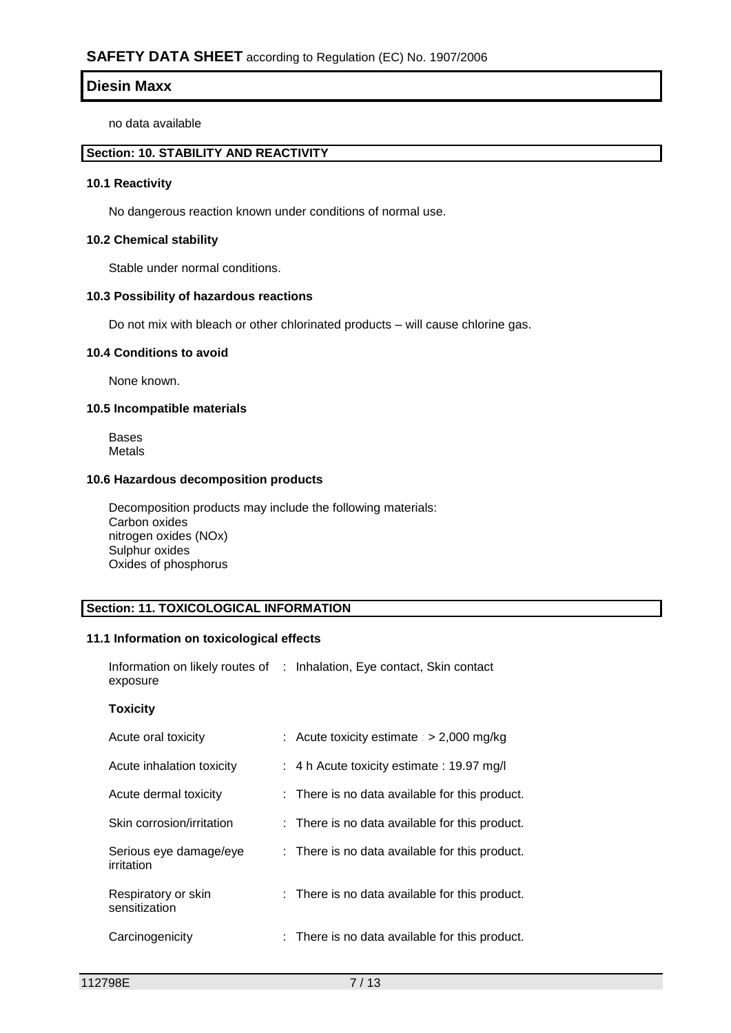no data available

## Section: 10. STABILITY AND REACTIVITY

### 10.1 Reactivity

No dangerous reaction known under conditions of normal use.

### 10.2 Chemical stability

Stable under normal conditions.

### 10.3 Possibility of hazardous reactions

Do not mix with bleach or other chlorinated products – will cause chlorine gas.

### 10.4 Conditions to avoid

None known.

### 10.5 Incompatible materials

Bases
Metals

### 10.6 Hazardous decomposition products

Decomposition products may include the following materials:
Carbon oxides
nitrogen oxides (NOx)
Sulphur oxides
Oxides of phosphorus

## Section: 11. TOXICOLOGICAL INFORMATION

### 11.1 Information on toxicological effects

Information on likely routes of exposure : Inhalation, Eye contact, Skin contact

**Toxicity**

| | |
|---|---|
| Acute oral toxicity | : Acute toxicity estimate : > 2,000 mg/kg |
| Acute inhalation toxicity | : 4 h Acute toxicity estimate : 19.97 mg/l |
| Acute dermal toxicity | : There is no data available for this product. |
| Skin corrosion/irritation | : There is no data available for this product. |
| Serious eye damage/eye irritation | : There is no data available for this product. |
| Respiratory or skin sensitization | : There is no data available for this product. |
| Carcinogenicity | : There is no data available for this product. |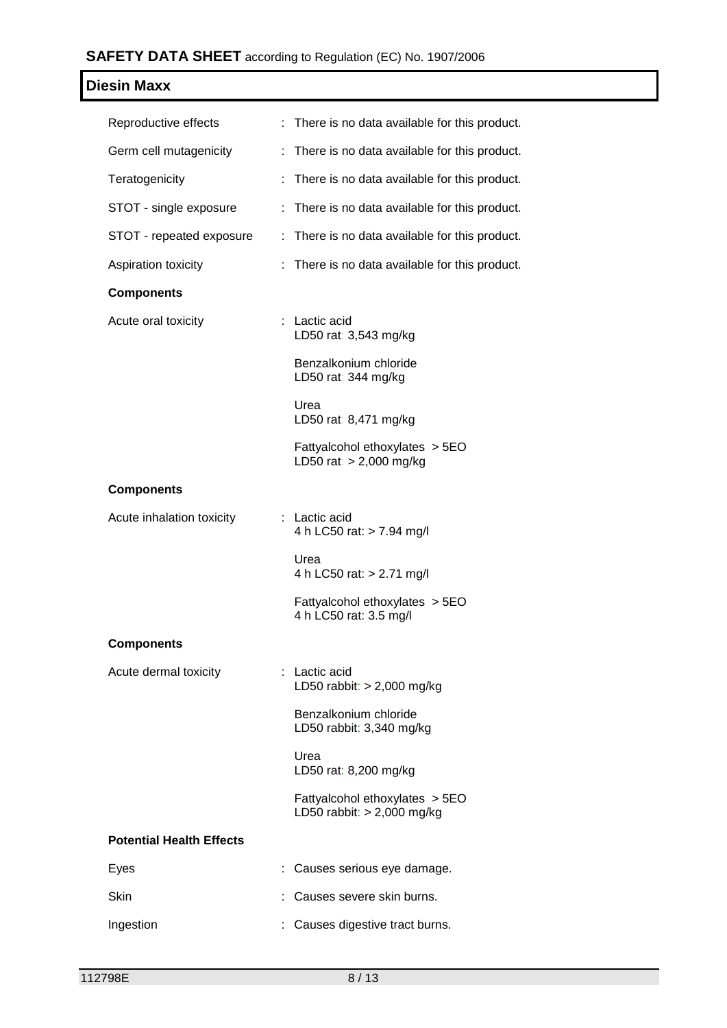| | | |
|---|---|---|
| Reproductive effects | : | There is no data available for this product. |
| Germ cell mutagenicity | : | There is no data available for this product. |
| Teratogenicity | : | There is no data available for this product. |
| STOT - single exposure | : | There is no data available for this product. |
| STOT - repeated exposure | : | There is no data available for this product. |
| Aspiration toxicity | : | There is no data available for this product. |

**Components**

| | | |
|---|---|---|
| Acute oral toxicity | : | Lactic acid<br>LD50 rat: 3,543 mg/kg<br><br>Benzalkonium chloride<br>LD50 rat: 344 mg/kg<br><br>Urea<br>LD50 rat: 8,471 mg/kg<br><br>Fattyalcohol ethoxylates > 5EO<br>LD50 rat: > 2,000 mg/kg |

**Components**

| | | |
|---|---|---|
| Acute inhalation toxicity | : | Lactic acid<br>4 h LC50 rat: > 7.94 mg/l<br><br>Urea<br>4 h LC50 rat: > 2.71 mg/l<br><br>Fattyalcohol ethoxylates > 5EO<br>4 h LC50 rat: 3.5 mg/l |

**Components**

| | | |
|---|---|---|
| Acute dermal toxicity | : | Lactic acid<br>LD50 rabbit: > 2,000 mg/kg<br><br>Benzalkonium chloride<br>LD50 rabbit: 3,340 mg/kg<br><br>Urea<br>LD50 rat: 8,200 mg/kg<br><br>Fattyalcohol ethoxylates > 5EO<br>LD50 rabbit: > 2,000 mg/kg |

**Potential Health Effects**

| | | |
|---|---|---|
| Eyes | : | Causes serious eye damage. |
| Skin | : | Causes severe skin burns. |
| Ingestion | : | Causes digestive tract burns. |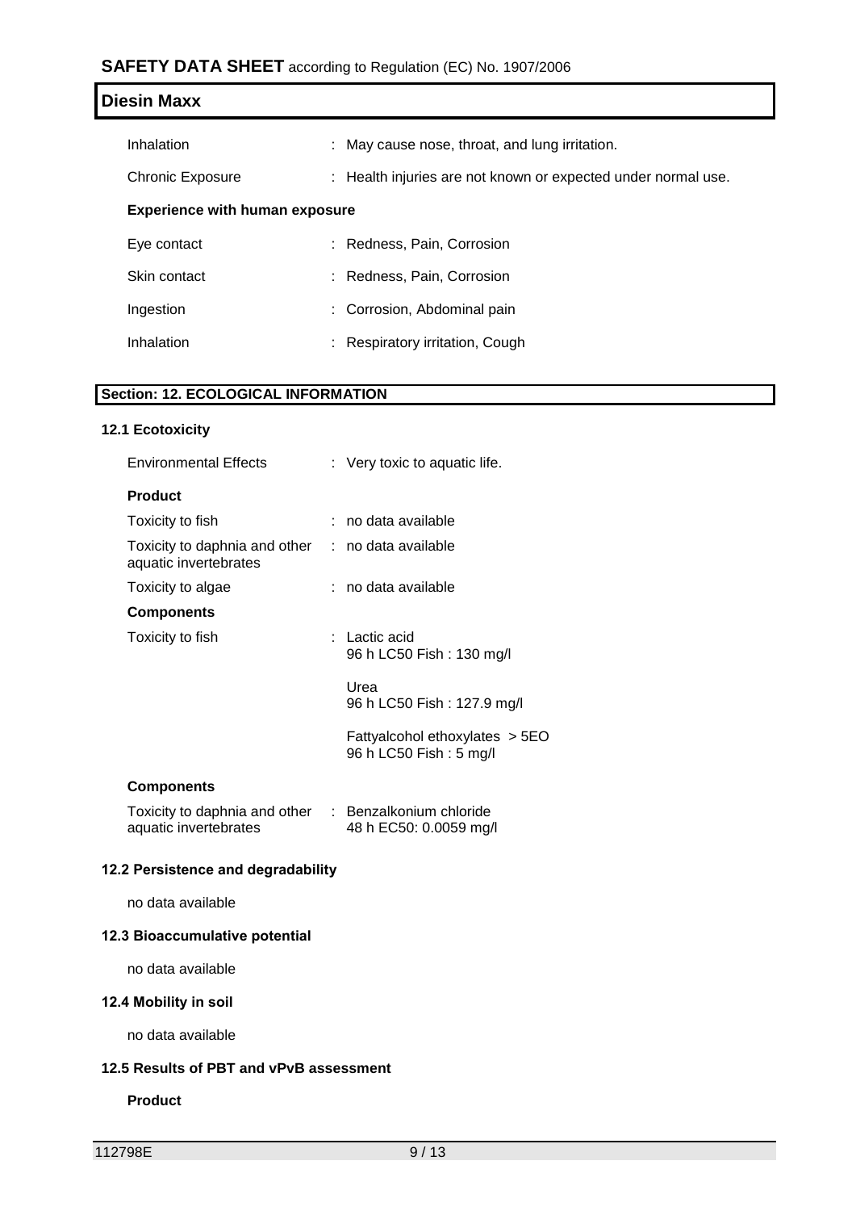| | |
|---|---|
| Inhalation | : May cause nose, throat, and lung irritation. |
| Chronic Exposure | : Health injuries are not known or expected under normal use. |

**Experience with human exposure**

| | |
|---|---|
| Eye contact | : Redness, Pain, Corrosion |
| Skin contact | : Redness, Pain, Corrosion |
| Ingestion | : Corrosion, Abdominal pain |
| Inhalation | : Respiratory irritation, Cough |

## Section: 12. ECOLOGICAL INFORMATION

### 12.1 Ecotoxicity

Environmental Effects : Very toxic to aquatic life.

**Product**

| | |
|---|---|
| Toxicity to fish | : no data available |
| Toxicity to daphnia and other aquatic invertebrates | : no data available |
| Toxicity to algae | : no data available |

**Components**

Toxicity to fish : Lactic acid
96 h LC50 Fish : 130 mg/l

Urea
96 h LC50 Fish : 127.9 mg/l

Fattyalcohol ethoxylates > 5EO
96 h LC50 Fish : 5 mg/l

**Components**

Toxicity to daphnia and other aquatic invertebrates : Benzalkonium chloride
48 h EC50: 0.0059 mg/l

### 12.2 Persistence and degradability

no data available

### 12.3 Bioaccumulative potential

no data available

### 12.4 Mobility in soil

no data available

### 12.5 Results of PBT and vPvB assessment

**Product**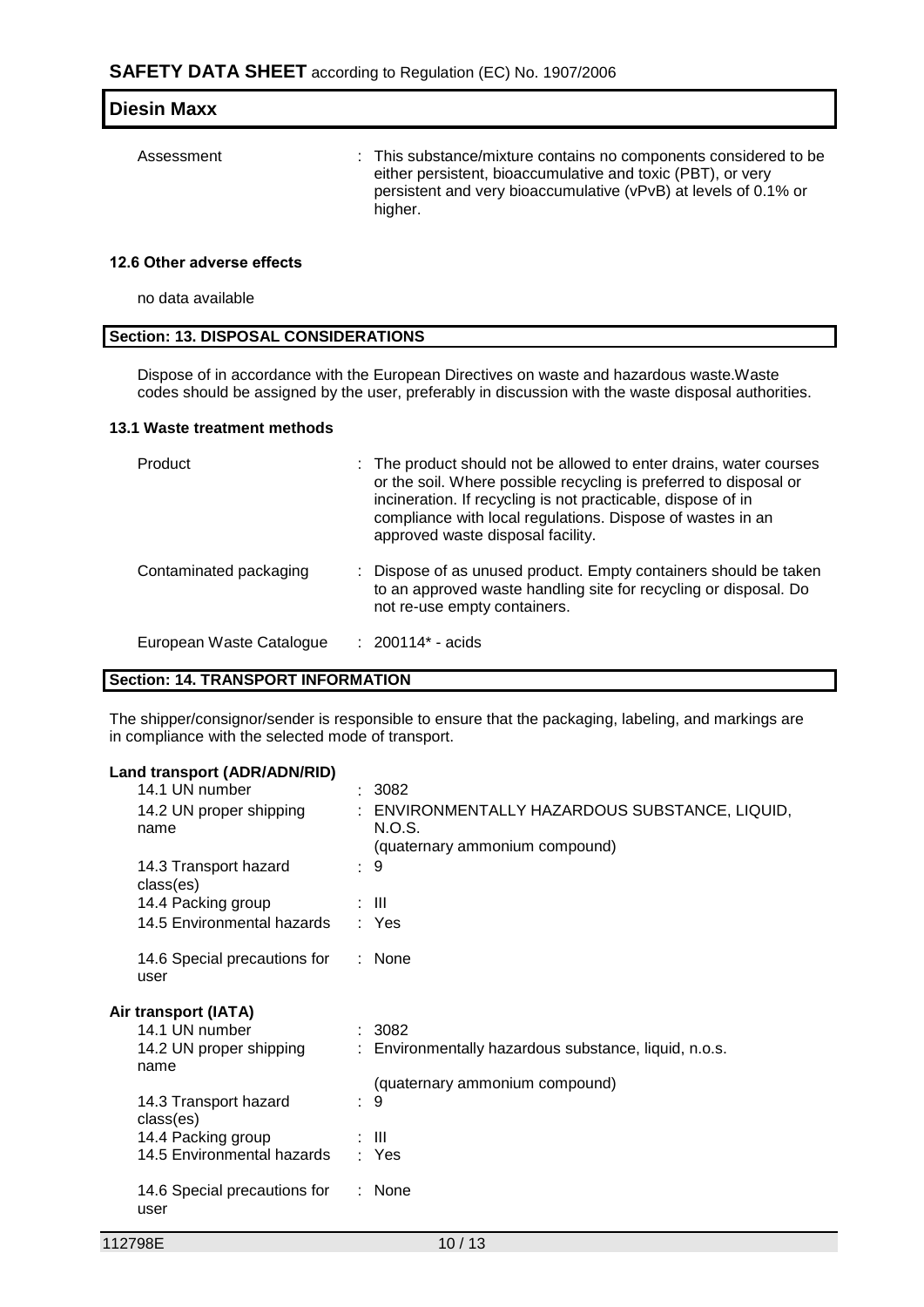Assessment : This substance/mixture contains no components considered to be either persistent, bioaccumulative and toxic (PBT), or very persistent and very bioaccumulative (vPvB) at levels of 0.1% or higher.

### 12.6 Other adverse effects

no data available

## Section: 13. DISPOSAL CONSIDERATIONS

Dispose of in accordance with the European Directives on waste and hazardous waste.Waste codes should be assigned by the user, preferably in discussion with the waste disposal authorities.

### 13.1 Waste treatment methods

| | |
|---|---|
| Product | : The product should not be allowed to enter drains, water courses or the soil. Where possible recycling is preferred to disposal or incineration. If recycling is not practicable, dispose of in compliance with local regulations. Dispose of wastes in an approved waste disposal facility. |
| Contaminated packaging | : Dispose of as unused product. Empty containers should be taken to an approved waste handling site for recycling or disposal. Do not re-use empty containers. |
| European Waste Catalogue | : 200114* - acids |

## Section: 14. TRANSPORT INFORMATION

The shipper/consignor/sender is responsible to ensure that the packaging, labeling, and markings are in compliance with the selected mode of transport.

**Land transport (ADR/ADN/RID)**

| | |
|---|---|
| 14.1 UN number | : 3082 |
| 14.2 UN proper shipping name | : ENVIRONMENTALLY HAZARDOUS SUBSTANCE, LIQUID, N.O.S. (quaternary ammonium compound) |
| 14.3 Transport hazard class(es) | : 9 |
| 14.4 Packing group | : III |
| 14.5 Environmental hazards | : Yes |
| 14.6 Special precautions for user | : None |

**Air transport (IATA)**

| | |
|---|---|
| 14.1 UN number | : 3082 |
| 14.2 UN proper shipping name | : Environmentally hazardous substance, liquid, n.o.s. (quaternary ammonium compound) |
| 14.3 Transport hazard class(es) | : 9 |
| 14.4 Packing group | : III |
| 14.5 Environmental hazards | : Yes |
| 14.6 Special precautions for user | : None |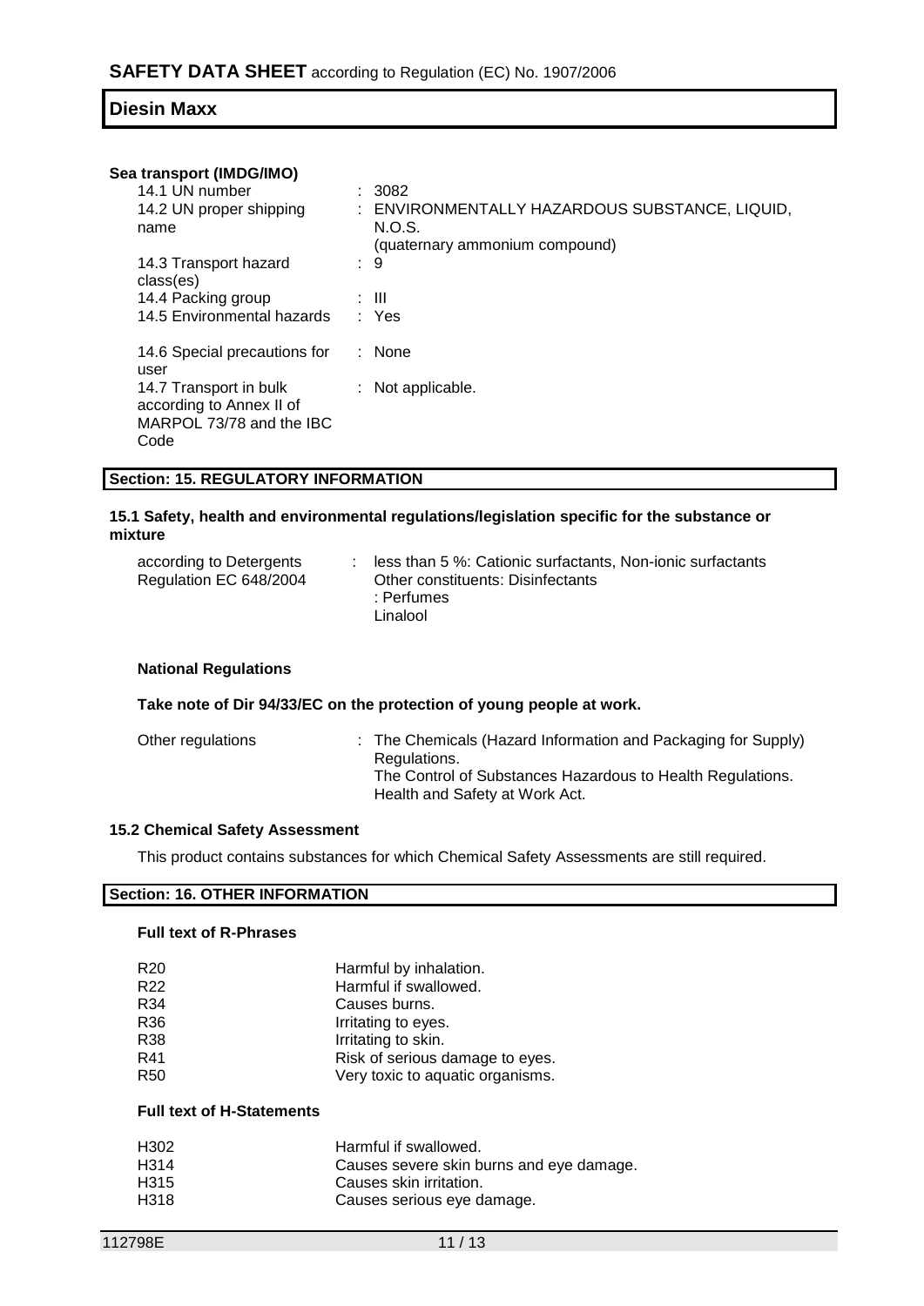**Sea transport (IMDG/IMO)**

| | |
|---|---|
| 14.1 UN number | : 3082 |
| 14.2 UN proper shipping name | : ENVIRONMENTALLY HAZARDOUS SUBSTANCE, LIQUID, N.O.S. (quaternary ammonium compound) |
| 14.3 Transport hazard class(es) | : 9 |
| 14.4 Packing group | : III |
| 14.5 Environmental hazards | : Yes |
| 14.6 Special precautions for user | : None |
| 14.7 Transport in bulk according to Annex II of MARPOL 73/78 and the IBC Code | : Not applicable. |

## Section: 15. REGULATORY INFORMATION

### 15.1 Safety, health and environmental regulations/legislation specific for the substance or mixture

| | |
|---|---|
| according to Detergents Regulation EC 648/2004 | : less than 5 %: Cationic surfactants, Non-ionic surfactants<br>Other constituents: Disinfectants<br>: Perfumes<br>Linalool |

**National Regulations**

**Take note of Dir 94/33/EC on the protection of young people at work.**

| | |
|---|---|
| Other regulations | : The Chemicals (Hazard Information and Packaging for Supply) Regulations.<br>The Control of Substances Hazardous to Health Regulations.<br>Health and Safety at Work Act. |

### 15.2 Chemical Safety Assessment

This product contains substances for which Chemical Safety Assessments are still required.

## Section: 16. OTHER INFORMATION

**Full text of R-Phrases**

| | |
|---|---|
| R20 | Harmful by inhalation. |
| R22 | Harmful if swallowed. |
| R34 | Causes burns. |
| R36 | Irritating to eyes. |
| R38 | Irritating to skin. |
| R41 | Risk of serious damage to eyes. |
| R50 | Very toxic to aquatic organisms. |

**Full text of H-Statements**

| | |
|---|---|
| H302 | Harmful if swallowed. |
| H314 | Causes severe skin burns and eye damage. |
| H315 | Causes skin irritation. |
| H318 | Causes serious eye damage. |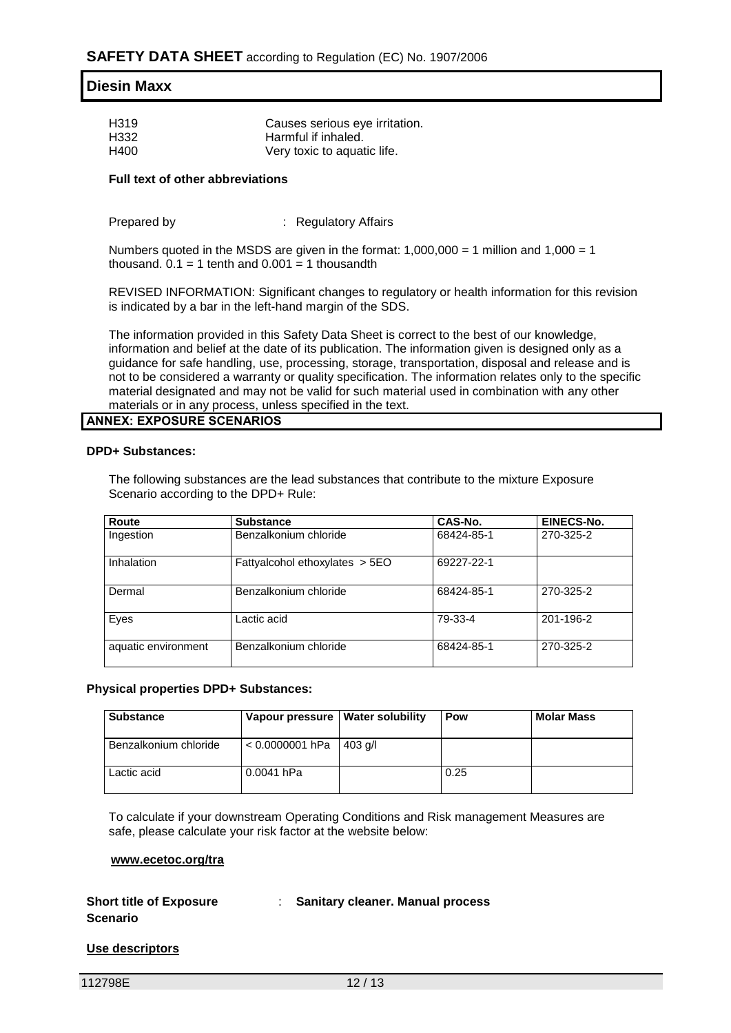| | |
|---|---|
| H319 | Causes serious eye irritation. |
| H332 | Harmful if inhaled. |
| H400 | Very toxic to aquatic life. |

**Full text of other abbreviations**

Prepared by : Regulatory Affairs

Numbers quoted in the MSDS are given in the format: 1,000,000 = 1 million and 1,000 = 1 thousand. 0.1 = 1 tenth and 0.001 = 1 thousandth

REVISED INFORMATION: Significant changes to regulatory or health information for this revision is indicated by a bar in the left-hand margin of the SDS.

The information provided in this Safety Data Sheet is correct to the best of our knowledge, information and belief at the date of its publication. The information given is designed only as a guidance for safe handling, use, processing, storage, transportation, disposal and release and is not to be considered a warranty or quality specification. The information relates only to the specific material designated and may not be valid for such material used in combination with any other materials or in any process, unless specified in the text.

## ANNEX: EXPOSURE SCENARIOS

**DPD+ Substances:**

The following substances are the lead substances that contribute to the mixture Exposure Scenario according to the DPD+ Rule:

| Route | Substance | CAS-No. | EINECS-No. |
|---|---|---|---|
| Ingestion | Benzalkonium chloride | 68424-85-1 | 270-325-2 |
| Inhalation | Fattyalcohol ethoxylates > 5EO | 69227-22-1 | |
| Dermal | Benzalkonium chloride | 68424-85-1 | 270-325-2 |
| Eyes | Lactic acid | 79-33-4 | 201-196-2 |
| aquatic environment | Benzalkonium chloride | 68424-85-1 | 270-325-2 |

**Physical properties DPD+ Substances:**

| Substance | Vapour pressure | Water solubility | Pow | Molar Mass |
|---|---|---|---|---|
| Benzalkonium chloride | < 0.0000001 hPa | 403 g/l | | |
| Lactic acid | 0.0041 hPa | | 0.25 | |

To calculate if your downstream Operating Conditions and Risk management Measures are safe, please calculate your risk factor at the website below:

**www.ecetoc.org/tra**

**Short title of Exposure Scenario** : **Sanitary cleaner. Manual process**

**Use descriptors**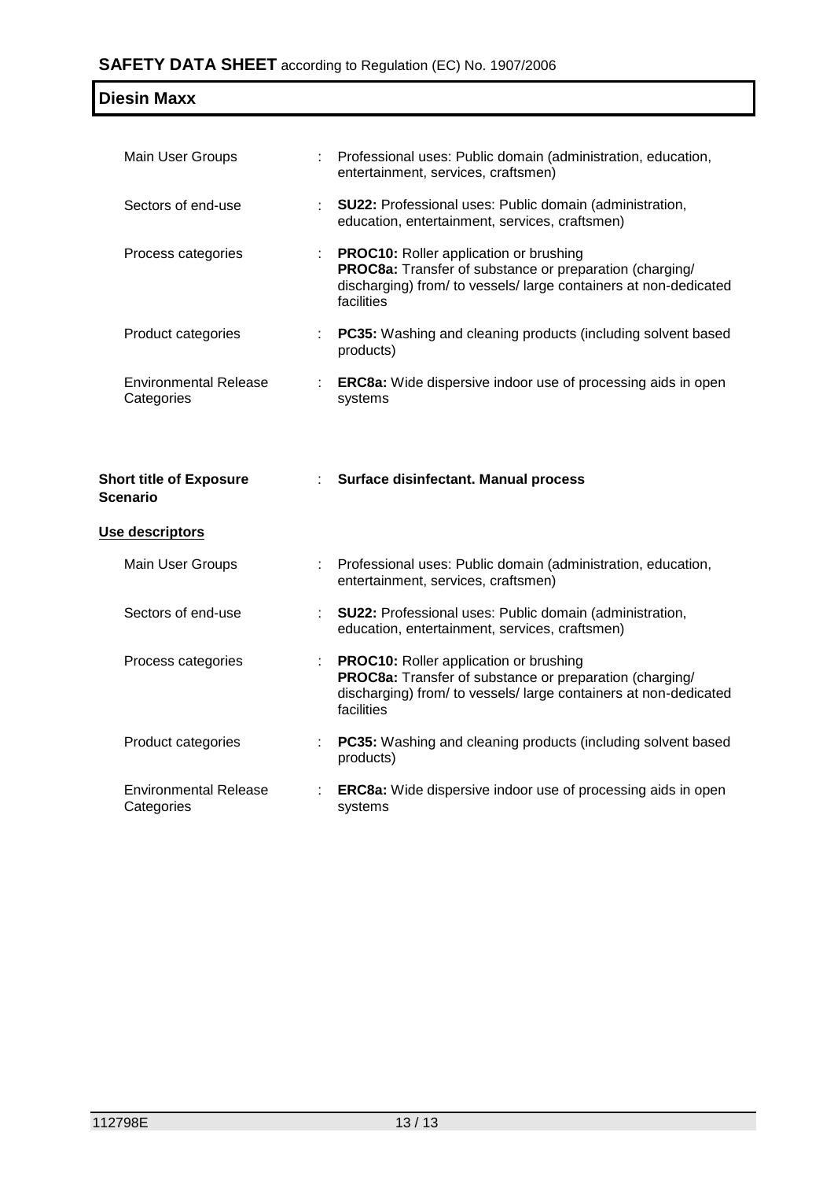| | | |
|---|---|---|
| Main User Groups | : | Professional uses: Public domain (administration, education, entertainment, services, craftsmen) |
| Sectors of end-use | : | **SU22:** Professional uses: Public domain (administration, education, entertainment, services, craftsmen) |
| Process categories | : | **PROC10:** Roller application or brushing<br>**PROC8a:** Transfer of substance or preparation (charging/ discharging) from/ to vessels/ large containers at non-dedicated facilities |
| Product categories | : | **PC35:** Washing and cleaning products (including solvent based products) |
| Environmental Release Categories | : | **ERC8a:** Wide dispersive indoor use of processing aids in open systems |

**Short title of Exposure Scenario** : **Surface disinfectant. Manual process**

**Use descriptors**

| | | |
|---|---|---|
| Main User Groups | : | Professional uses: Public domain (administration, education, entertainment, services, craftsmen) |
| Sectors of end-use | : | **SU22:** Professional uses: Public domain (administration, education, entertainment, services, craftsmen) |
| Process categories | : | **PROC10:** Roller application or brushing<br>**PROC8a:** Transfer of substance or preparation (charging/ discharging) from/ to vessels/ large containers at non-dedicated facilities |
| Product categories | : | **PC35:** Washing and cleaning products (including solvent based products) |
| Environmental Release Categories | : | **ERC8a:** Wide dispersive indoor use of processing aids in open systems |